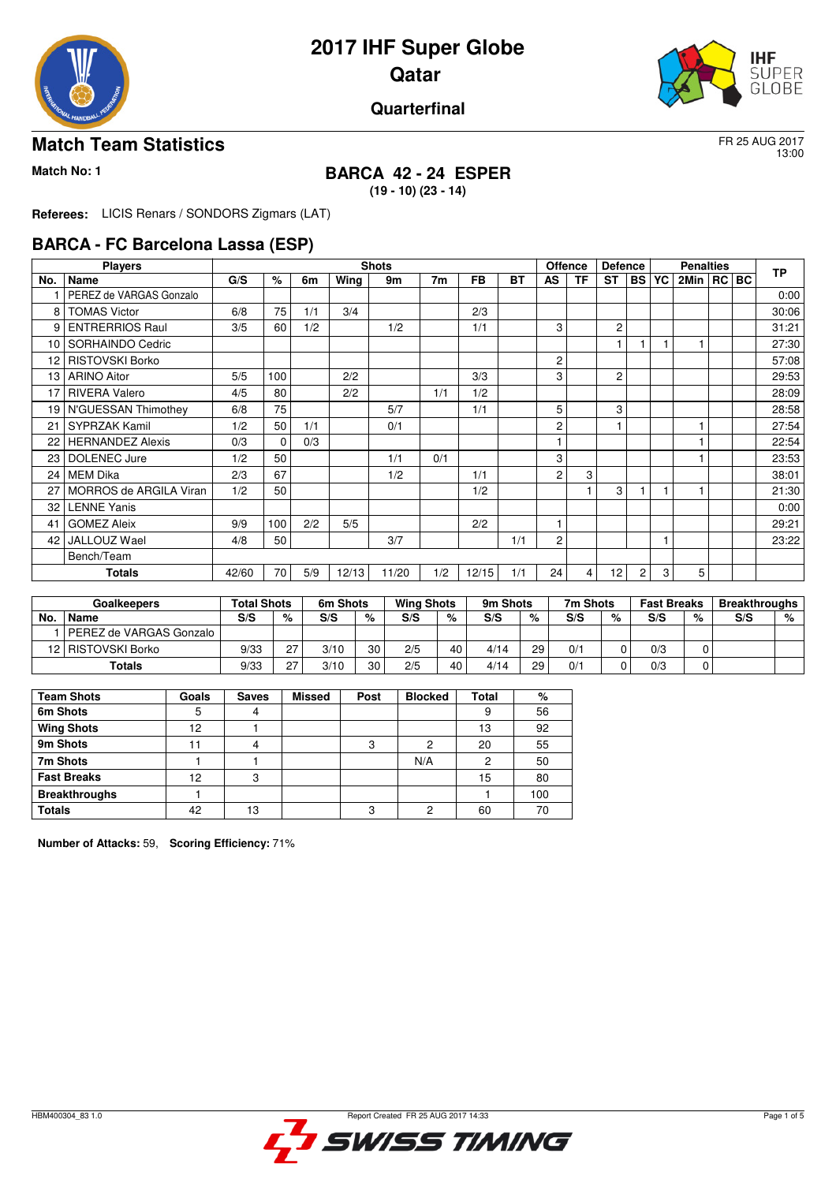# 2017 IHF Super Globe
# Qatar
## Quarterfinal

## Match Team Statistics

FR 25 AUG 2017
13:00

**Match No: 1**

### BARCA 42 - 24 ESPER
**(19 - 10) (23 - 14)**

**Referees:** LICIS Renars / SONDORS Zigmars (LAT)

## BARCA - FC Barcelona Lassa (ESP)

| Players | | Shots | | | | | | | | Offence | | Defence | | Penalties | | | | TP |
|---|---|---|---|---|---|---|---|---|---|---|---|---|---|---|---|---|---|---|
| No. | Name | G/S | % | 6m | Wing | 9m | 7m | FB | BT | AS | TF | ST | BS | YC | 2Min | RC | BC | |
| 1 | PEREZ de VARGAS Gonzalo | | | | | | | | | | | | | | | | | 0:00 |
| 8 | TOMAS Victor | 6/8 | 75 | 1/1 | 3/4 | | | 2/3 | | | | | | | | | | 30:06 |
| 9 | ENTRERRIOS Raul | 3/5 | 60 | 1/2 | | 1/2 | | 1/1 | | 3 | | 2 | | | | | | 31:21 |
| 10 | SORHAINDO Cedric | | | | | | | | | | | 1 | 1 | 1 | 1 | | | 27:30 |
| 12 | RISTOVSKI Borko | | | | | | | | | 2 | | | | | | | | 57:08 |
| 13 | ARINO Aitor | 5/5 | 100 | | 2/2 | | | 3/3 | | 3 | | 2 | | | | | | 29:53 |
| 17 | RIVERA Valero | 4/5 | 80 | | 2/2 | | 1/1 | 1/2 | | | | | | | | | | 28:09 |
| 19 | N'GUESSAN Thimothey | 6/8 | 75 | | | 5/7 | | 1/1 | | 5 | | 3 | | | | | | 28:58 |
| 21 | SYPRZAK Kamil | 1/2 | 50 | 1/1 | | 0/1 | | | | 2 | | 1 | | | 1 | | | 27:54 |
| 22 | HERNANDEZ Alexis | 0/3 | 0 | 0/3 | | | | | | 1 | | | | | 1 | | | 22:54 |
| 23 | DOLENEC Jure | 1/2 | 50 | | | 1/1 | 0/1 | | | 3 | | | | | 1 | | | 23:53 |
| 24 | MEM Dika | 2/3 | 67 | | | 1/2 | | 1/1 | | 2 | 3 | | | | | | | 38:01 |
| 27 | MORROS de ARGILA Viran | 1/2 | 50 | | | | | 1/2 | | | 1 | 3 | 1 | 1 | 1 | | | 21:30 |
| 32 | LENNE Yanis | | | | | | | | | | | | | | | | | 0:00 |
| 41 | GOMEZ Aleix | 9/9 | 100 | 2/2 | 5/5 | | | 2/2 | | 1 | | | | | | | | 29:21 |
| 42 | JALLOUZ Wael | 4/8 | 50 | | | 3/7 | | | 1/1 | 2 | | | | 1 | | | | 23:22 |
| | Bench/Team | | | | | | | | | | | | | | | | | |
| | **Totals** | 42/60 | 70 | 5/9 | 12/13 | 11/20 | 1/2 | 12/15 | 1/1 | 24 | 4 | 12 | 2 | 3 | 5 | | | |

| Goalkeepers | | Total Shots | | 6m Shots | | Wing Shots | | 9m Shots | | 7m Shots | | Fast Breaks | | Breakthroughs | |
|---|---|---|---|---|---|---|---|---|---|---|---|---|---|---|---|
| No. | Name | S/S | % | S/S | % | S/S | % | S/S | % | S/S | % | S/S | % | S/S | % |
| 1 | PEREZ de VARGAS Gonzalo | | | | | | | | | | | | | | |
| 12 | RISTOVSKI Borko | 9/33 | 27 | 3/10 | 30 | 2/5 | 40 | 4/14 | 29 | 0/1 | 0 | 0/3 | 0 | | |
| | **Totals** | 9/33 | 27 | 3/10 | 30 | 2/5 | 40 | 4/14 | 29 | 0/1 | 0 | 0/3 | 0 | | |

| Team Shots | Goals | Saves | Missed | Post | Blocked | Total | % |
|---|---|---|---|---|---|---|---|
| **6m Shots** | 5 | 4 | | | | 9 | 56 |
| **Wing Shots** | 12 | 1 | | | | 13 | 92 |
| **9m Shots** | 11 | 4 | | 3 | 2 | 20 | 55 |
| **7m Shots** | 1 | 1 | | | N/A | 2 | 50 |
| **Fast Breaks** | 12 | 3 | | | | 15 | 80 |
| **Breakthroughs** | 1 | | | | | 1 | 100 |
| **Totals** | 42 | 13 | | 3 | 2 | 60 | 70 |

**Number of Attacks:** 59, **Scoring Efficiency:** 71%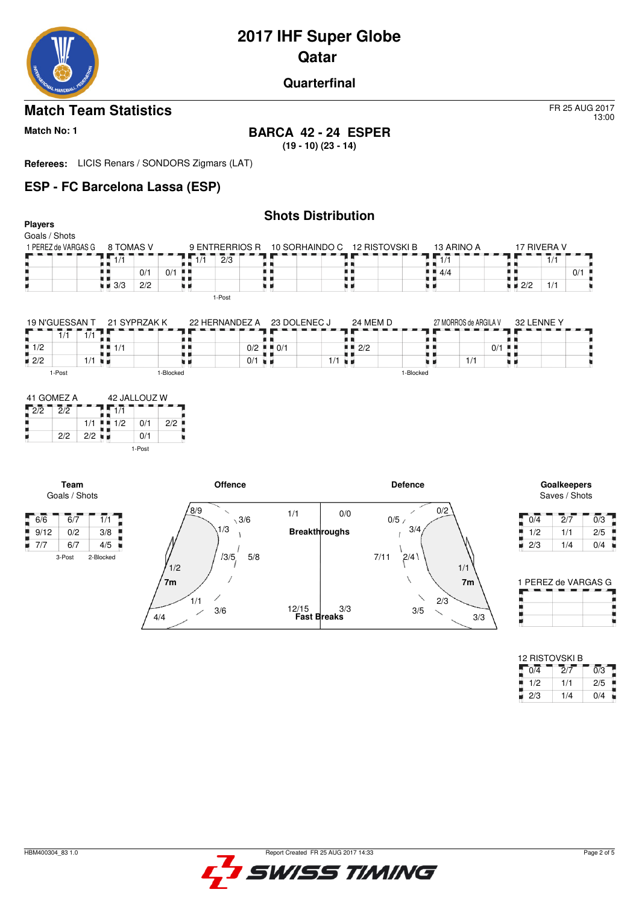# 2017 IHF Super Globe
## Qatar
### Quarterfinal

## Match Team Statistics

FR 25 AUG 2017 13:00

**Match No: 1**

**BARCA 42 - 24 ESPER**
**(19 - 10) (23 - 14)**

**Referees:** LICIS Renars / SONDORS Zigmars (LAT)

## ESP - FC Barcelona Lassa (ESP)

### Shots Distribution

**Players**
Goals / Shots

**1 PEREZ de VARGAS G**

| | | |
|---|---|---|
| | | |
| | | |
| | | |

**8 TOMAS V**

| | | |
|---|---|---|
| 1/1 | | |
| | 0/1 | 0/1 |
| 3/3 | 2/2 | |

**9 ENTRERRIOS R**

| | | |
|---|---|---|
| 1/1 | 2/3 | |
| | | |
| | | |

1-Post

**10 SORHAINDO C**

| | | |
|---|---|---|
| | | |
| | | |
| | | |

**12 RISTOVSKI B**

| | | |
|---|---|---|
| | | |
| | | |
| | | |

**13 ARINO A**

| | | |
|---|---|---|
| 1/1 | | |
| 4/4 | | |
| | | |

**17 RIVERA V**

| | | |
|---|---|---|
| | 1/1 | |
| | | 0/1 |
| 2/2 | 1/1 | |

**19 N'GUESSAN T**

| | | |
|---|---|---|
| | 1/1 | 1/1 |
| 1/2 | | |
| 2/2 | | 1/1 |

1-Post

**21 SYPRZAK K**

| | | |
|---|---|---|
| | | |
| 1/1 | | |
| | | |

1-Blocked

**22 HERNANDEZ A**

| | | |
|---|---|---|
| | | |
| | | 0/2 |
| | | 0/1 |

**23 DOLENEC J**

| | | |
|---|---|---|
| | | |
| 0/1 | | |
| | | 1/1 |

**24 MEM D**

| | | |
|---|---|---|
| | | |
| 2/2 | | |
| | | |

1-Blocked

**27 MORROS de ARGILA V**

| | | |
|---|---|---|
| | | |
| | | 0/1 |
| | 1/1 | |

**32 LENNE Y**

| | | |
|---|---|---|
| | | |
| | | |
| | | |

**41 GOMEZ A**

| | | |
|---|---|---|
| 2/2 | 2/2 | |
| | | 1/1 |
| | 2/2 | 2/2 |

**42 JALLOUZ W**

| | | |
|---|---|---|
| 1/1 | | |
| 1/2 | 0/1 | 2/2 |
| | 0/1 | |

1-Post

**Team**
Goals / Shots

| | | |
|---|---|---|
| 6/6 | 6/7 | 1/1 |
| 9/12 | 0/2 | 3/8 |
| 7/7 | 6/7 | 4/5 |

3-Post 2-Blocked

**Offence**

8/9, 3/6, 1/3, 3/5, 5/8, 1/2, 7m, 1/1, 3/6, 4/4

Breakthroughs: 1/1 (Offence), 0/0 (Defence)

Fast Breaks: 12/15 (Offence), 3/3 (Defence)

**Defence**

0/2, 0/5, 3/4, 7/11, 2/4, 1/1, 7m, 2/3, 3/5, 3/3

**Goalkeepers**
Saves / Shots

| | | |
|---|---|---|
| 0/4 | 2/7 | 0/3 |
| 1/2 | 1/1 | 2/5 |
| 2/3 | 1/4 | 0/4 |

**1 PEREZ de VARGAS G**

| | | |
|---|---|---|
| | | |
| | | |
| | | |

**12 RISTOVSKI B**

| | | |
|---|---|---|
| 0/4 | 2/7 | 0/3 |
| 1/2 | 1/1 | 2/5 |
| 2/3 | 1/4 | 0/4 |

HBM400304_83 1.0 — Report Created FR 25 AUG 2017 14:33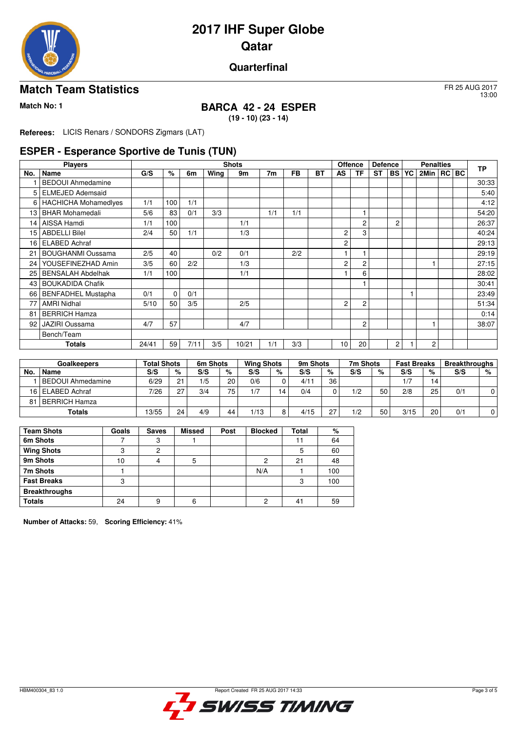# 2017 IHF Super Globe

## Qatar

### Quarterfinal

## Match Team Statistics

FR 25 AUG 2017
13:00

**Match No: 1**

### BARCA 42 - 24 ESPER

**(19 - 10) (23 - 14)**

**Referees:** LICIS Renars / SONDORS Zigmars (LAT)

## ESPER - Esperance Sportive de Tunis (TUN)

| Players | | Shots | | | | | | | | Offence | | Defence | | Penalties | | | | TP |
|---|---|---|---|---|---|---|---|---|---|---|---|---|---|---|---|---|---|---|
| No. | Name | G/S | % | 6m | Wing | 9m | 7m | FB | BT | AS | TF | ST | BS | YC | 2Min | RC | BC | |
| 1 | BEDOUI Ahmedamine | | | | | | | | | | | | | | | | | 30:33 |
| 5 | ELMEJED Ademsaid | | | | | | | | | | | | | | | | | 5:40 |
| 6 | HACHICHA Mohamedlyes | 1/1 | 100 | 1/1 | | | | | | | | | | | | | | 4:12 |
| 13 | BHAR Mohamedali | 5/6 | 83 | 0/1 | 3/3 | | 1/1 | 1/1 | | | 1 | | | | | | | 54:20 |
| 14 | AISSA Hamdi | 1/1 | 100 | | | 1/1 | | | | | 2 | | 2 | | | | | 26:37 |
| 15 | ABDELLI Bilel | 2/4 | 50 | 1/1 | | 1/3 | | | | 2 | 3 | | | | | | | 40:24 |
| 16 | ELABED Achraf | | | | | | | | | 2 | | | | | | | | 29:13 |
| 21 | BOUGHANMI Oussama | 2/5 | 40 | | 0/2 | 0/1 | | 2/2 | | 1 | 1 | | | | | | | 29:19 |
| 24 | YOUSEFINEZHAD Amin | 3/5 | 60 | 2/2 | | 1/3 | | | | 2 | 2 | | | | 1 | | | 27:15 |
| 25 | BENSALAH Abdelhak | 1/1 | 100 | | | 1/1 | | | | 1 | 6 | | | | | | | 28:02 |
| 43 | BOUKADIDA Chafik | | | | | | | | | | 1 | | | | | | | 30:41 |
| 66 | BENFADHEL Mustapha | 0/1 | 0 | 0/1 | | | | | | | | | | 1 | | | | 23:49 |
| 77 | AMRI Nidhal | 5/10 | 50 | 3/5 | | 2/5 | | | | 2 | 2 | | | | | | | 51:34 |
| 81 | BERRICH Hamza | | | | | | | | | | | | | | | | | 0:14 |
| 92 | JAZIRI Oussama | 4/7 | 57 | | | 4/7 | | | | | 2 | | | | 1 | | | 38:07 |
| | Bench/Team | | | | | | | | | | | | | | | | | |
| | **Totals** | 24/41 | 59 | 7/11 | 3/5 | 10/21 | 1/1 | 3/3 | | 10 | 20 | | 2 | 1 | 2 | | | |

| Goalkeepers | | Total Shots | | 6m Shots | | Wing Shots | | 9m Shots | | 7m Shots | | Fast Breaks | | Breakthroughs | |
|---|---|---|---|---|---|---|---|---|---|---|---|---|---|---|---|
| No. | Name | S/S | % | S/S | % | S/S | % | S/S | % | S/S | % | S/S | % | S/S | % |
| 1 | BEDOUI Ahmedamine | 6/29 | 21 | 1/5 | 20 | 0/6 | 0 | 4/11 | 36 | | | 1/7 | 14 | | |
| 16 | ELABED Achraf | 7/26 | 27 | 3/4 | 75 | 1/7 | 14 | 0/4 | 0 | 1/2 | 50 | 2/8 | 25 | 0/1 | 0 |
| 81 | BERRICH Hamza | | | | | | | | | | | | | | |
| | **Totals** | 13/55 | 24 | 4/9 | 44 | 1/13 | 8 | 4/15 | 27 | 1/2 | 50 | 3/15 | 20 | 0/1 | 0 |

| Team Shots | Goals | Saves | Missed | Post | Blocked | Total | % |
|---|---|---|---|---|---|---|---|
| 6m Shots | 7 | 3 | 1 | | | 11 | 64 |
| Wing Shots | 3 | 2 | | | | 5 | 60 |
| 9m Shots | 10 | 4 | 5 | | 2 | 21 | 48 |
| 7m Shots | 1 | | | | N/A | 1 | 100 |
| Fast Breaks | 3 | | | | | 3 | 100 |
| Breakthroughs | | | | | | | |
| **Totals** | 24 | 9 | 6 | | 2 | 41 | 59 |

**Number of Attacks:** 59, **Scoring Efficiency:** 41%

HBM400304_83 1.0 Report Created FR 25 AUG 2017 14:33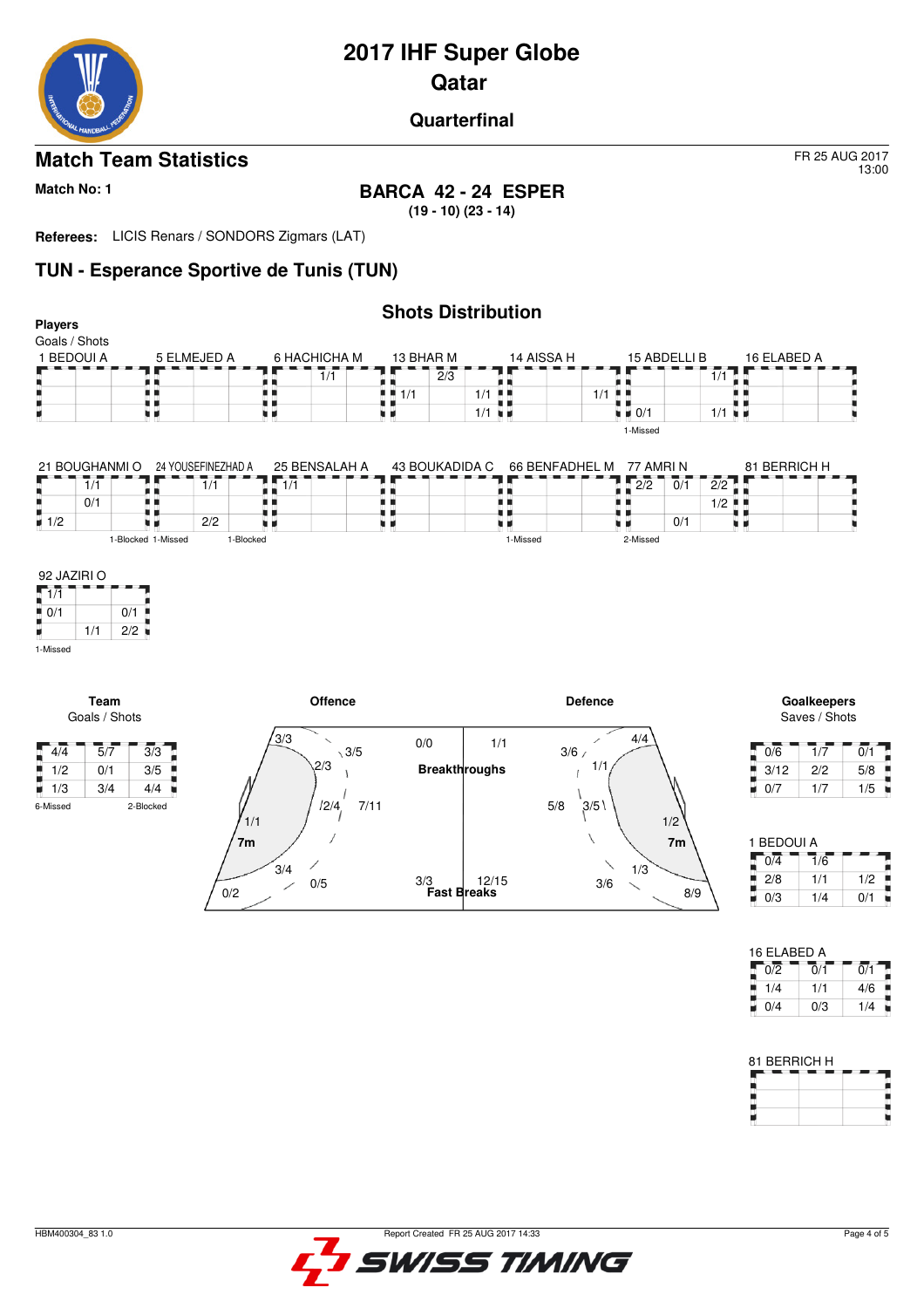# 2017 IHF Super Globe
## Qatar
### Quarterfinal

## Match Team Statistics

FR 25 AUG 2017
13:00

**Match No: 1**

**BARCA 42 - 24 ESPER**
**(19 - 10) (23 - 14)**

**Referees:** LICIS Renars / SONDORS Zigmars (LAT)

## TUN - Esperance Sportive de Tunis (TUN)

### Shots Distribution

**Players**
Goals / Shots

**1 BEDOUI A**

| | | |
|---|---|---|
| | | |
| | | |
| | | |

**5 ELMEJED A**

| | | |
|---|---|---|
| | | |
| | | |
| | | |

**6 HACHICHA M**

| | | |
|---|---|---|
| | 1/1 | |
| | | |
| | | |

**13 BHAR M**

| | | |
|---|---|---|
| | 2/3 | |
| 1/1 | | 1/1 |
| | | 1/1 |

**14 AISSA H**

| | | |
|---|---|---|
| | | |
| | | 1/1 |
| | | |

**15 ABDELLI B**

| | | |
|---|---|---|
| | | 1/1 |
| | | |
| 0/1 | | 1/1 |

1-Missed

**16 ELABED A**

| | | |
|---|---|---|
| | | |
| | | |
| | | |

**21 BOUGHANMI O**

| | | |
|---|---|---|
| | 1/1 | |
| | 0/1 | |
| 1/2 | | |

1-Blocked

**24 YOUSEFINEZHAD A**

| | | |
|---|---|---|
| | 1/1 | |
| | | |
| | 2/2 | |

1-Missed 1-Blocked

**25 BENSALAH A**

| | | |
|---|---|---|
| 1/1 | | |
| | | |
| | | |

**43 BOUKADIDA C**

| | | |
|---|---|---|
| | | |
| | | |
| | | |

**66 BENFADHEL M**

| | | |
|---|---|---|
| | | |
| | | |
| | | |

1-Missed

**77 AMRI N**

| | | |
|---|---|---|
| 2/2 | 0/1 | 2/2 |
| | | 1/2 |
| | 0/1 | |

2-Missed

**81 BERRICH H**

| | | |
|---|---|---|
| | | |
| | | |
| | | |

**92 JAZIRI O**

| | | |
|---|---|---|
| 1/1 | | |
| 0/1 | | 0/1 |
| | 1/1 | 2/2 |

1-Missed

**Team**
Goals / Shots

| | | |
|---|---|---|
| 4/4 | 5/7 | 3/3 |
| 1/2 | 0/1 | 3/5 |
| 1/3 | 3/4 | 4/4 |

6-Missed 2-Blocked

**Offence**

| Position | Goals / Shots |
|---|---|
| Left wing | 3/3 |
| Left 9m | 3/5 |
| Left 6m | 2/3 |
| Centre 6m | 2/4 |
| Centre 9m | 7/11 |
| 7m | 1/1 |
| Right 6m | 3/4 |
| Right 9m | 0/5 |
| Right wing | 0/2 |
| Breakthroughs | 0/0 |
| Fast Breaks | 3/3 |

**Defence**

| Position | Goals / Shots |
|---|---|
| Breakthroughs | 1/1 |
| Fast Breaks | 12/15 |
| Left 9m | 3/6 |
| Left wing | 4/4 |
| Left 6m | 1/1 |
| Centre 9m | 5/8 |
| Centre 6m | 3/5 |
| 7m | 1/2 |
| Right 6m | 1/3 |
| Right 9m | 3/6 |
| Right wing | 8/9 |

**Goalkeepers**
Saves / Shots

| | | |
|---|---|---|
| 0/6 | 1/7 | 0/1 |
| 3/12 | 2/2 | 5/8 |
| 0/7 | 1/7 | 1/5 |

**1 BEDOUI A**

| | | |
|---|---|---|
| 0/4 | 1/6 | |
| 2/8 | 1/1 | 1/2 |
| 0/3 | 1/4 | 0/1 |

**16 ELABED A**

| | | |
|---|---|---|
| 0/2 | 0/1 | 0/1 |
| 1/4 | 1/1 | 4/6 |
| 0/4 | 0/3 | 1/4 |

**81 BERRICH H**

| | | |
|---|---|---|
| | | |
| | | |
| | | |

HBM400304_83 1.0 | Report Created FR 25 AUG 2017 14:33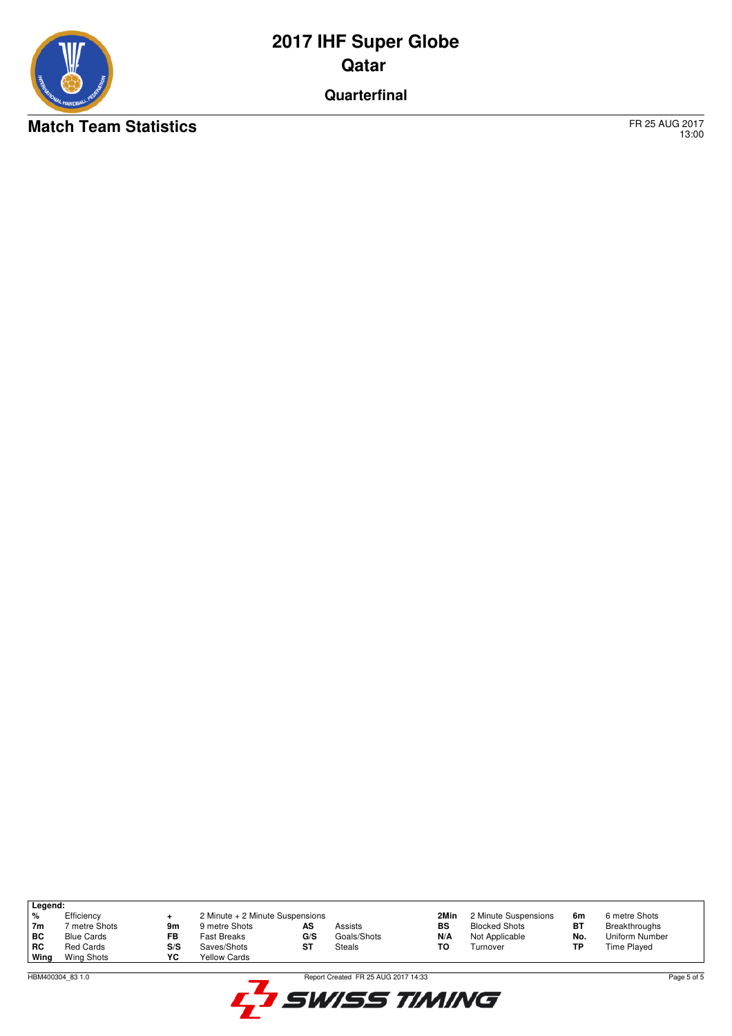# 2017 IHF Super Globe

## Qatar

### Quarterfinal

## Match Team Statistics

FR 25 AUG 2017
13:00

**Legend:**

| | | | | | | | | | |
|---|---|---|---|---|---|---|---|---|---|
| **%** | Efficiency | **+** | 2 Minute + 2 Minute Suspensions | | | **2Min** | 2 Minute Suspensions | **6m** | 6 metre Shots |
| **7m** | 7 metre Shots | **9m** | 9 metre Shots | **AS** | Assists | **BS** | Blocked Shots | **BT** | Breakthroughs |
| **BC** | Blue Cards | **FB** | Fast Breaks | **G/S** | Goals/Shots | **N/A** | Not Applicable | **No.** | Uniform Number |
| **RC** | Red Cards | **S/S** | Saves/Shots | **ST** | Steals | **TO** | Turnover | **TP** | Time Played |
| **Wing** | Wing Shots | **YC** | Yellow Cards | | | | | | |

HBM400304_83 1.0 — Report Created FR 25 AUG 2017 14:33